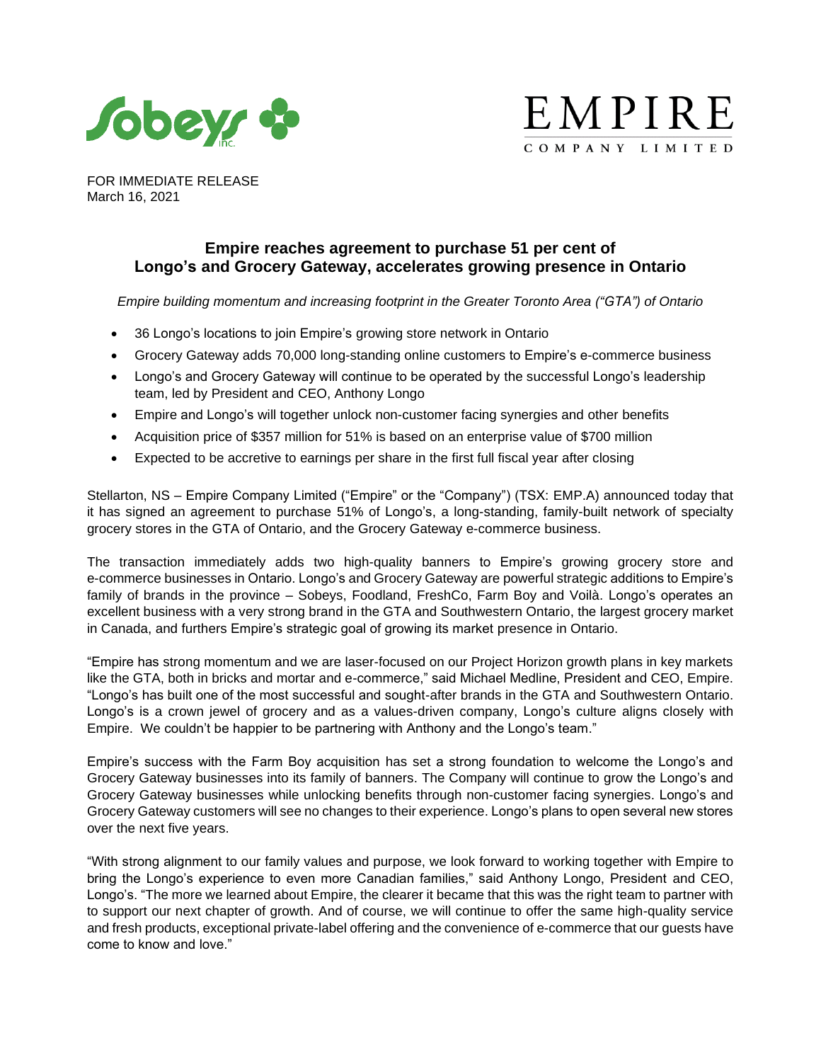FOR IMMEDIATE RELEASE
March 16, 2021

# Empire reaches agreement to purchase 51 per cent of Longo's and Grocery Gateway, accelerates growing presence in Ontario

*Empire building momentum and increasing footprint in the Greater Toronto Area ("GTA") of Ontario*

- 36 Longo's locations to join Empire's growing store network in Ontario
- Grocery Gateway adds 70,000 long-standing online customers to Empire's e-commerce business
- Longo's and Grocery Gateway will continue to be operated by the successful Longo's leadership team, led by President and CEO, Anthony Longo
- Empire and Longo's will together unlock non-customer facing synergies and other benefits
- Acquisition price of $357 million for 51% is based on an enterprise value of $700 million
- Expected to be accretive to earnings per share in the first full fiscal year after closing

Stellarton, NS – Empire Company Limited ("Empire" or the "Company") (TSX: EMP.A) announced today that it has signed an agreement to purchase 51% of Longo's, a long-standing, family-built network of specialty grocery stores in the GTA of Ontario, and the Grocery Gateway e-commerce business.

The transaction immediately adds two high-quality banners to Empire's growing grocery store and e-commerce businesses in Ontario. Longo's and Grocery Gateway are powerful strategic additions to Empire's family of brands in the province – Sobeys, Foodland, FreshCo, Farm Boy and Voilà. Longo's operates an excellent business with a very strong brand in the GTA and Southwestern Ontario, the largest grocery market in Canada, and furthers Empire's strategic goal of growing its market presence in Ontario.

"Empire has strong momentum and we are laser-focused on our Project Horizon growth plans in key markets like the GTA, both in bricks and mortar and e-commerce," said Michael Medline, President and CEO, Empire. "Longo's has built one of the most successful and sought-after brands in the GTA and Southwestern Ontario. Longo's is a crown jewel of grocery and as a values-driven company, Longo's culture aligns closely with Empire. We couldn't be happier to be partnering with Anthony and the Longo's team."

Empire's success with the Farm Boy acquisition has set a strong foundation to welcome the Longo's and Grocery Gateway businesses into its family of banners. The Company will continue to grow the Longo's and Grocery Gateway businesses while unlocking benefits through non-customer facing synergies. Longo's and Grocery Gateway customers will see no changes to their experience. Longo's plans to open several new stores over the next five years.

"With strong alignment to our family values and purpose, we look forward to working together with Empire to bring the Longo's experience to even more Canadian families," said Anthony Longo, President and CEO, Longo's. "The more we learned about Empire, the clearer it became that this was the right team to partner with to support our next chapter of growth. And of course, we will continue to offer the same high-quality service and fresh products, exceptional private-label offering and the convenience of e-commerce that our guests have come to know and love."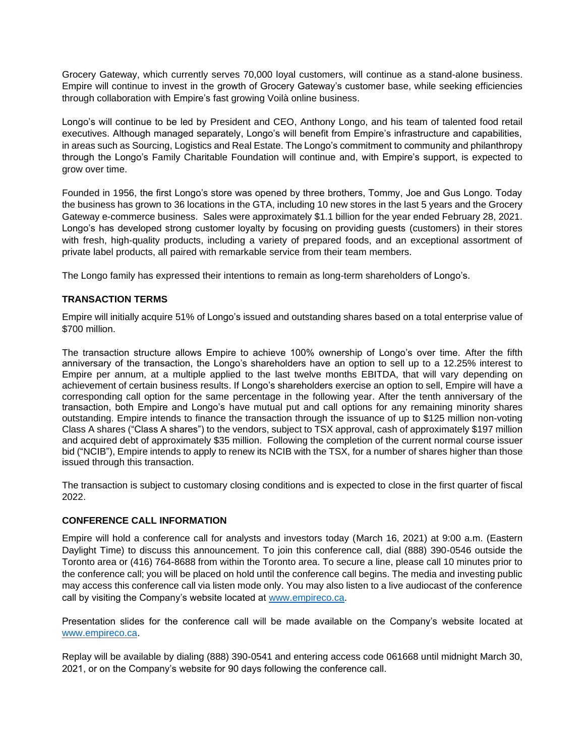Grocery Gateway, which currently serves 70,000 loyal customers, will continue as a stand-alone business. Empire will continue to invest in the growth of Grocery Gateway's customer base, while seeking efficiencies through collaboration with Empire's fast growing Voilà online business.

Longo's will continue to be led by President and CEO, Anthony Longo, and his team of talented food retail executives. Although managed separately, Longo's will benefit from Empire's infrastructure and capabilities, in areas such as Sourcing, Logistics and Real Estate. The Longo's commitment to community and philanthropy through the Longo's Family Charitable Foundation will continue and, with Empire's support, is expected to grow over time.

Founded in 1956, the first Longo's store was opened by three brothers, Tommy, Joe and Gus Longo. Today the business has grown to 36 locations in the GTA, including 10 new stores in the last 5 years and the Grocery Gateway e-commerce business. Sales were approximately $1.1 billion for the year ended February 28, 2021. Longo's has developed strong customer loyalty by focusing on providing guests (customers) in their stores with fresh, high-quality products, including a variety of prepared foods, and an exceptional assortment of private label products, all paired with remarkable service from their team members.

The Longo family has expressed their intentions to remain as long-term shareholders of Longo's.

## TRANSACTION TERMS

Empire will initially acquire 51% of Longo's issued and outstanding shares based on a total enterprise value of $700 million.

The transaction structure allows Empire to achieve 100% ownership of Longo's over time. After the fifth anniversary of the transaction, the Longo's shareholders have an option to sell up to a 12.25% interest to Empire per annum, at a multiple applied to the last twelve months EBITDA, that will vary depending on achievement of certain business results. If Longo's shareholders exercise an option to sell, Empire will have a corresponding call option for the same percentage in the following year. After the tenth anniversary of the transaction, both Empire and Longo's have mutual put and call options for any remaining minority shares outstanding. Empire intends to finance the transaction through the issuance of up to $125 million non-voting Class A shares ("Class A shares") to the vendors, subject to TSX approval, cash of approximately $197 million and acquired debt of approximately $35 million. Following the completion of the current normal course issuer bid ("NCIB"), Empire intends to apply to renew its NCIB with the TSX, for a number of shares higher than those issued through this transaction.

The transaction is subject to customary closing conditions and is expected to close in the first quarter of fiscal 2022.

## CONFERENCE CALL INFORMATION

Empire will hold a conference call for analysts and investors today (March 16, 2021) at 9:00 a.m. (Eastern Daylight Time) to discuss this announcement. To join this conference call, dial (888) 390-0546 outside the Toronto area or (416) 764-8688 from within the Toronto area. To secure a line, please call 10 minutes prior to the conference call; you will be placed on hold until the conference call begins. The media and investing public may access this conference call via listen mode only. You may also listen to a live audiocast of the conference call by visiting the Company's website located at [www.empireco.ca](http://www.empireco.ca).

Presentation slides for the conference call will be made available on the Company's website located at [www.empireco.ca](http://www.empireco.ca).

Replay will be available by dialing (888) 390-0541 and entering access code 061668 until midnight March 30, 2021, or on the Company's website for 90 days following the conference call.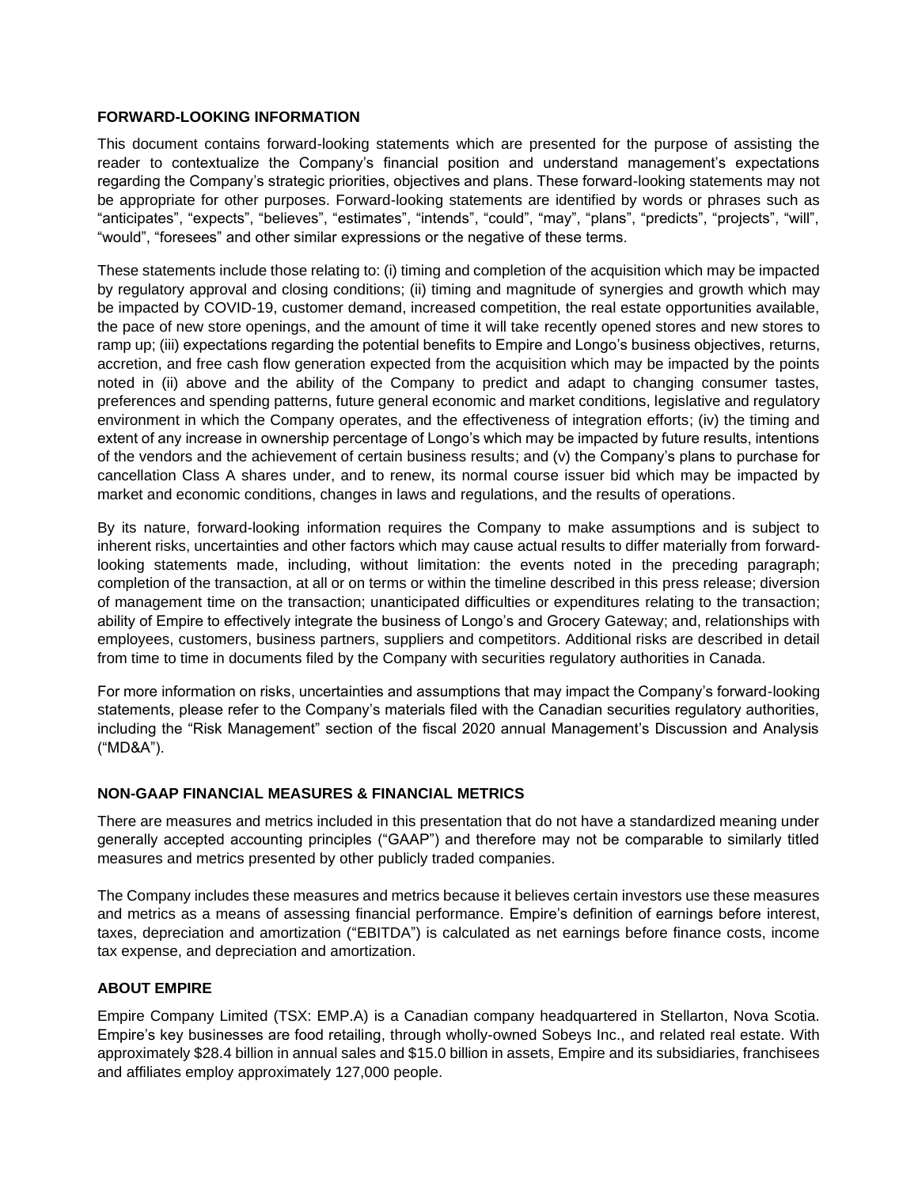## FORWARD-LOOKING INFORMATION

This document contains forward-looking statements which are presented for the purpose of assisting the reader to contextualize the Company's financial position and understand management's expectations regarding the Company's strategic priorities, objectives and plans. These forward-looking statements may not be appropriate for other purposes. Forward-looking statements are identified by words or phrases such as "anticipates", "expects", "believes", "estimates", "intends", "could", "may", "plans", "predicts", "projects", "will", "would", "foresees" and other similar expressions or the negative of these terms.

These statements include those relating to: (i) timing and completion of the acquisition which may be impacted by regulatory approval and closing conditions; (ii) timing and magnitude of synergies and growth which may be impacted by COVID-19, customer demand, increased competition, the real estate opportunities available, the pace of new store openings, and the amount of time it will take recently opened stores and new stores to ramp up; (iii) expectations regarding the potential benefits to Empire and Longo's business objectives, returns, accretion, and free cash flow generation expected from the acquisition which may be impacted by the points noted in (ii) above and the ability of the Company to predict and adapt to changing consumer tastes, preferences and spending patterns, future general economic and market conditions, legislative and regulatory environment in which the Company operates, and the effectiveness of integration efforts; (iv) the timing and extent of any increase in ownership percentage of Longo's which may be impacted by future results, intentions of the vendors and the achievement of certain business results; and (v) the Company's plans to purchase for cancellation Class A shares under, and to renew, its normal course issuer bid which may be impacted by market and economic conditions, changes in laws and regulations, and the results of operations.

By its nature, forward-looking information requires the Company to make assumptions and is subject to inherent risks, uncertainties and other factors which may cause actual results to differ materially from forward-looking statements made, including, without limitation: the events noted in the preceding paragraph; completion of the transaction, at all or on terms or within the timeline described in this press release; diversion of management time on the transaction; unanticipated difficulties or expenditures relating to the transaction; ability of Empire to effectively integrate the business of Longo's and Grocery Gateway; and, relationships with employees, customers, business partners, suppliers and competitors. Additional risks are described in detail from time to time in documents filed by the Company with securities regulatory authorities in Canada.

For more information on risks, uncertainties and assumptions that may impact the Company's forward-looking statements, please refer to the Company's materials filed with the Canadian securities regulatory authorities, including the "Risk Management" section of the fiscal 2020 annual Management's Discussion and Analysis ("MD&A").

## NON-GAAP FINANCIAL MEASURES & FINANCIAL METRICS

There are measures and metrics included in this presentation that do not have a standardized meaning under generally accepted accounting principles ("GAAP") and therefore may not be comparable to similarly titled measures and metrics presented by other publicly traded companies.

The Company includes these measures and metrics because it believes certain investors use these measures and metrics as a means of assessing financial performance. Empire's definition of earnings before interest, taxes, depreciation and amortization ("EBITDA") is calculated as net earnings before finance costs, income tax expense, and depreciation and amortization.

## ABOUT EMPIRE

Empire Company Limited (TSX: EMP.A) is a Canadian company headquartered in Stellarton, Nova Scotia. Empire's key businesses are food retailing, through wholly-owned Sobeys Inc., and related real estate. With approximately $28.4 billion in annual sales and $15.0 billion in assets, Empire and its subsidiaries, franchisees and affiliates employ approximately 127,000 people.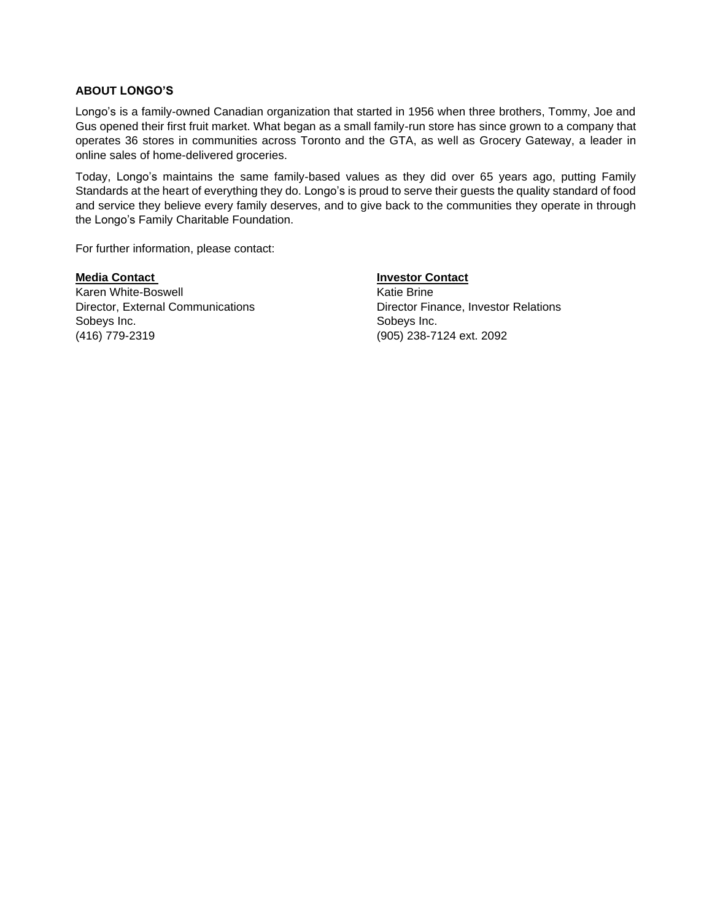**ABOUT LONGO'S**

Longo's is a family-owned Canadian organization that started in 1956 when three brothers, Tommy, Joe and Gus opened their first fruit market. What began as a small family-run store has since grown to a company that operates 36 stores in communities across Toronto and the GTA, as well as Grocery Gateway, a leader in online sales of home-delivered groceries.

Today, Longo's maintains the same family-based values as they did over 65 years ago, putting Family Standards at the heart of everything they do. Longo's is proud to serve their guests the quality standard of food and service they believe every family deserves, and to give back to the communities they operate in through the Longo's Family Charitable Foundation.

For further information, please contact:

**Media Contact**
Karen White-Boswell
Director, External Communications
Sobeys Inc.
(416) 779-2319

**Investor Contact**
Katie Brine
Director Finance, Investor Relations
Sobeys Inc.
(905) 238-7124 ext. 2092